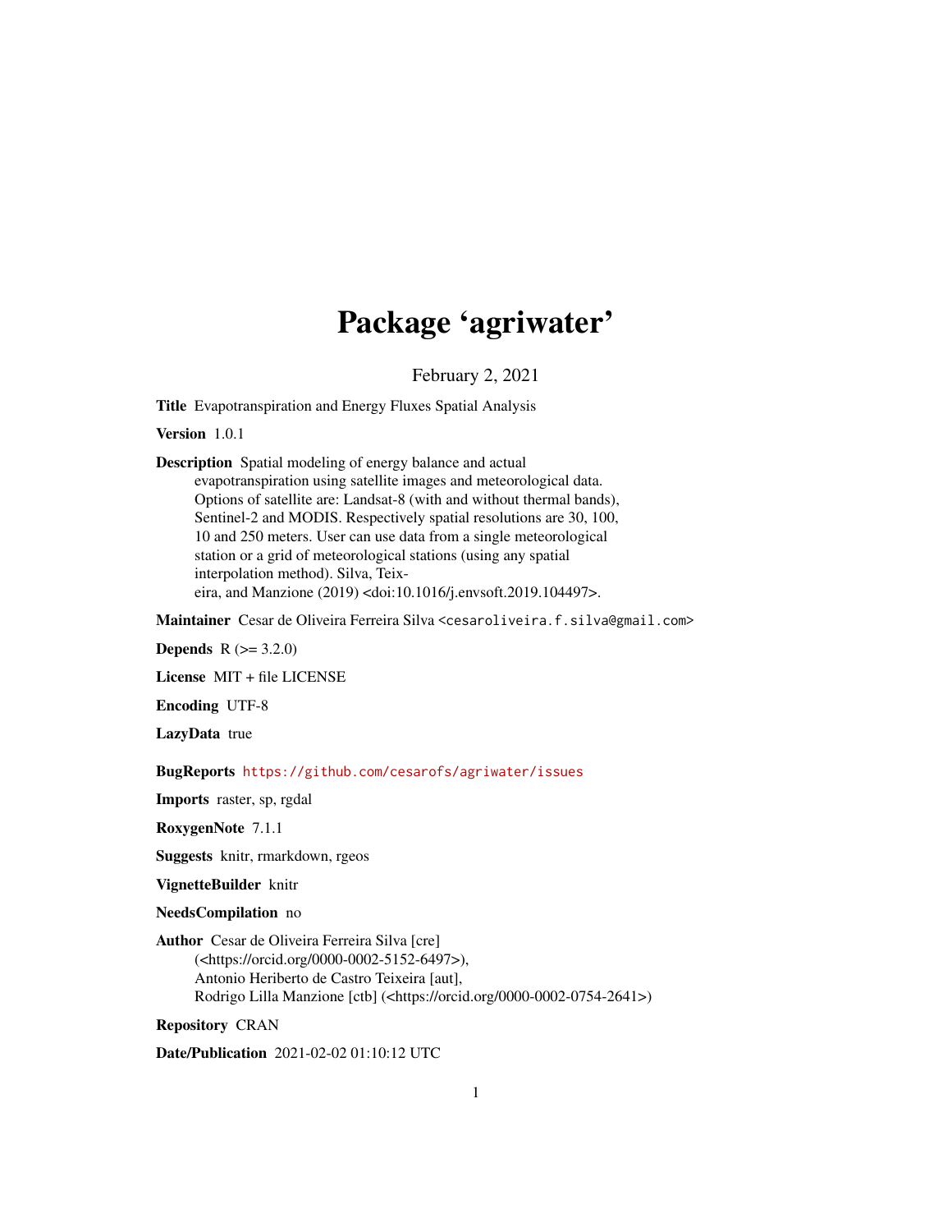# Package 'agriwater'

February 2, 2021

**Title** Evapotranspiration and Energy Fluxes Spatial Analysis

**Version** 1.0.1

**Description** Spatial modeling of energy balance and actual evapotranspiration using satellite images and meteorological data. Options of satellite are: Landsat-8 (with and without thermal bands), Sentinel-2 and MODIS. Respectively spatial resolutions are 30, 100, 10 and 250 meters. User can use data from a single meteorological station or a grid of meteorological stations (using any spatial interpolation method). Silva, Teixeira, and Manzione (2019) <doi:10.1016/j.envsoft.2019.104497>.

**Maintainer** Cesar de Oliveira Ferreira Silva <cesaroliveira.f.silva@gmail.com>

**Depends** R (>= 3.2.0)

**License** MIT + file LICENSE

**Encoding** UTF-8

**LazyData** true

**BugReports** https://github.com/cesarofs/agriwater/issues

**Imports** raster, sp, rgdal

**RoxygenNote** 7.1.1

**Suggests** knitr, rmarkdown, rgeos

**VignetteBuilder** knitr

**NeedsCompilation** no

**Author** Cesar de Oliveira Ferreira Silva [cre] (<https://orcid.org/0000-0002-5152-6497>), Antonio Heriberto de Castro Teixeira [aut], Rodrigo Lilla Manzione [ctb] (<https://orcid.org/0000-0002-0754-2641>)

**Repository** CRAN

**Date/Publication** 2021-02-02 01:10:12 UTC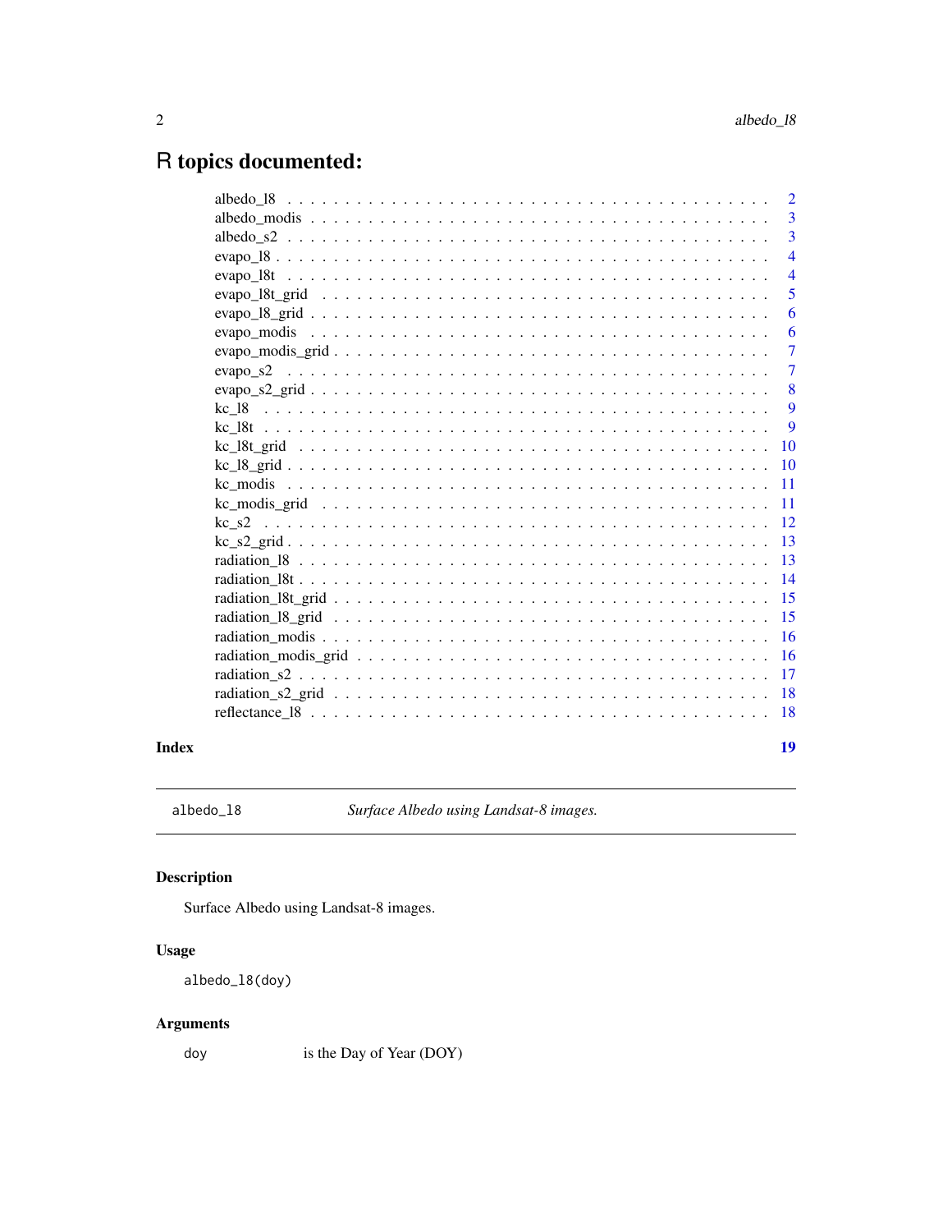# R topics documented:

| | |
|---|---|
| albedo_l8 | 2 |
| albedo_modis | 3 |
| albedo_s2 | 3 |
| evapo_l8 | 4 |
| evapo_l8t | 4 |
| evapo_l8t_grid | 5 |
| evapo_l8_grid | 6 |
| evapo_modis | 6 |
| evapo_modis_grid | 7 |
| evapo_s2 | 7 |
| evapo_s2_grid | 8 |
| kc_l8 | 9 |
| kc_l8t | 9 |
| kc_l8t_grid | 10 |
| kc_l8_grid | 10 |
| kc_modis | 11 |
| kc_modis_grid | 11 |
| kc_s2 | 12 |
| kc_s2_grid | 13 |
| radiation_l8 | 13 |
| radiation_l8t | 14 |
| radiation_l8t_grid | 15 |
| radiation_l8_grid | 15 |
| radiation_modis | 16 |
| radiation_modis_grid | 16 |
| radiation_s2 | 17 |
| radiation_s2_grid | 18 |
| reflectance_l8 | 18 |

**Index** **19**

---

`albedo_l8` *Surface Albedo using Landsat-8 images.*

---

## Description

Surface Albedo using Landsat-8 images.

## Usage

```
albedo_l8(doy)
```

## Arguments

| | |
|---|---|
| `doy` | is the Day of Year (DOY) |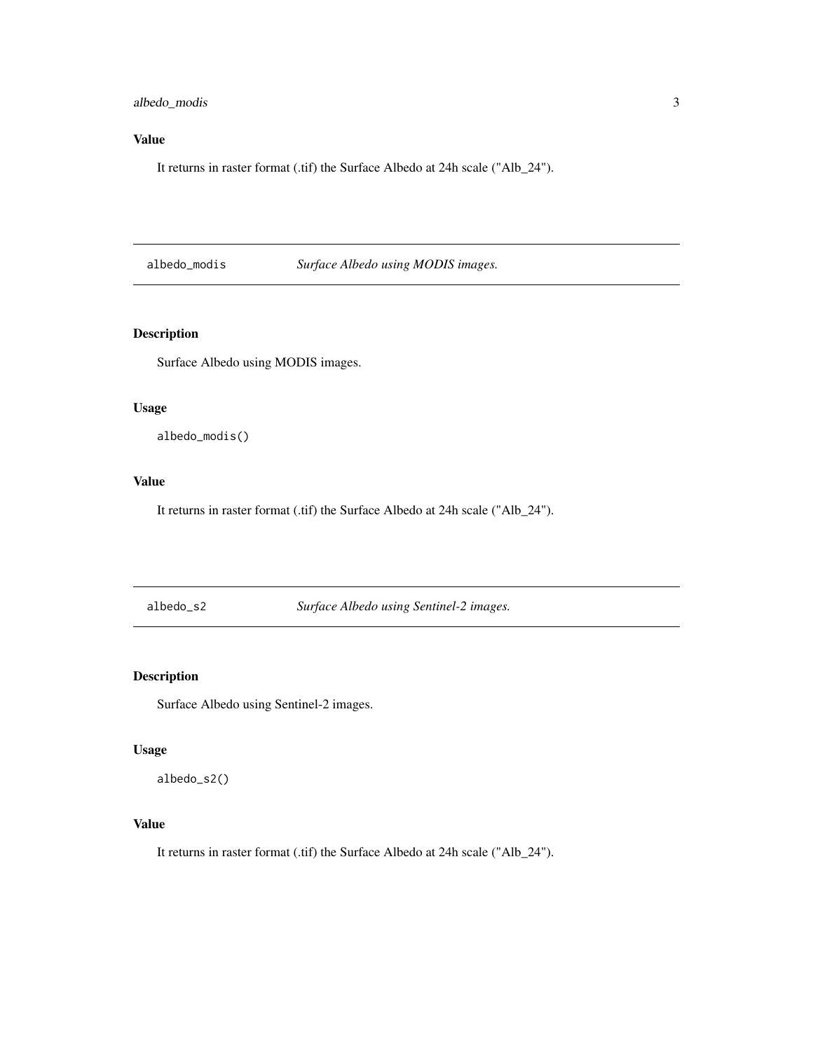## Value

It returns in raster format (.tif) the Surface Albedo at 24h scale ("Alb_24").

---

`albedo_modis` *Surface Albedo using MODIS images.*

---

### Description

Surface Albedo using MODIS images.

### Usage

```
albedo_modis()
```

### Value

It returns in raster format (.tif) the Surface Albedo at 24h scale ("Alb_24").

---

`albedo_s2` *Surface Albedo using Sentinel-2 images.*

---

### Description

Surface Albedo using Sentinel-2 images.

### Usage

```
albedo_s2()
```

### Value

It returns in raster format (.tif) the Surface Albedo at 24h scale ("Alb_24").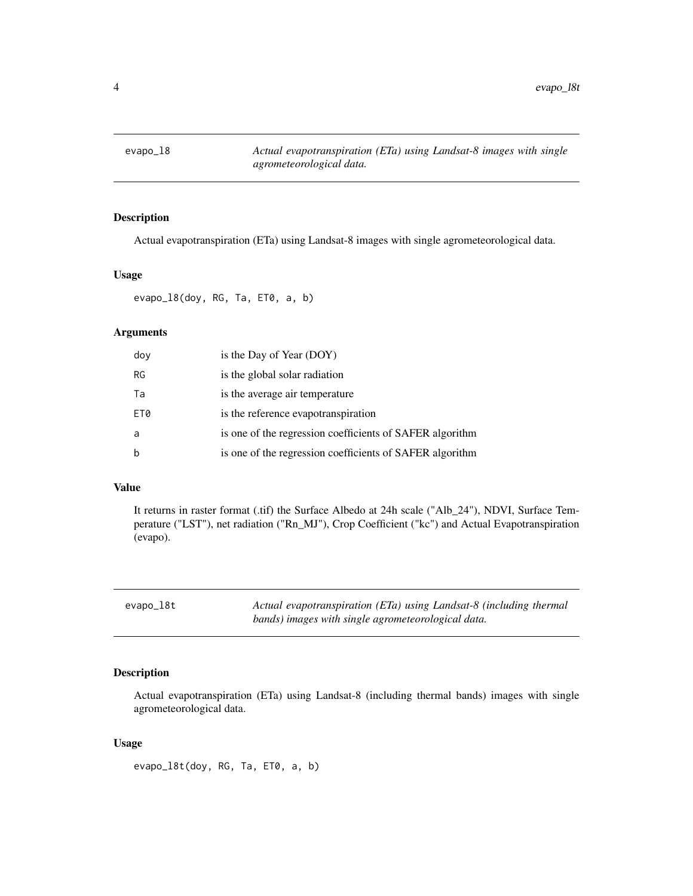## evapo_l8 — *Actual evapotranspiration (ETa) using Landsat-8 images with single agrometeorological data.*

### Description

Actual evapotranspiration (ETa) using Landsat-8 images with single agrometeorological data.

### Usage

```
evapo_l8(doy, RG, Ta, ET0, a, b)
```

### Arguments

| | |
|---|---|
| doy | is the Day of Year (DOY) |
| RG | is the global solar radiation |
| Ta | is the average air temperature |
| ET0 | is the reference evapotranspiration |
| a | is one of the regression coefficients of SAFER algorithm |
| b | is one of the regression coefficients of SAFER algorithm |

### Value

It returns in raster format (.tif) the Surface Albedo at 24h scale ("Alb_24"), NDVI, Surface Temperature ("LST"), net radiation ("Rn_MJ"), Crop Coefficient ("kc") and Actual Evapotranspiration (evapo).

## evapo_l8t — *Actual evapotranspiration (ETa) using Landsat-8 (including thermal bands) images with single agrometeorological data.*

### Description

Actual evapotranspiration (ETa) using Landsat-8 (including thermal bands) images with single agrometeorological data.

### Usage

```
evapo_l8t(doy, RG, Ta, ET0, a, b)
```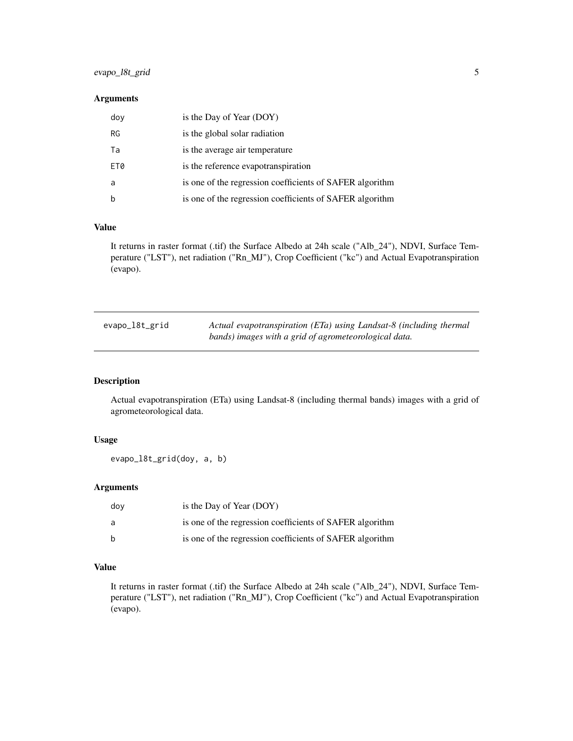## Arguments

| | |
|---|---|
| doy | is the Day of Year (DOY) |
| RG | is the global solar radiation |
| Ta | is the average air temperature |
| ET0 | is the reference evapotranspiration |
| a | is one of the regression coefficients of SAFER algorithm |
| b | is one of the regression coefficients of SAFER algorithm |

## Value

It returns in raster format (.tif) the Surface Albedo at 24h scale ("Alb_24"), NDVI, Surface Temperature ("LST"), net radiation ("Rn_MJ"), Crop Coefficient ("kc") and Actual Evapotranspiration (evapo).

---

# evapo_l8t_grid

*Actual evapotranspiration (ETa) using Landsat-8 (including thermal bands) images with a grid of agrometeorological data.*

---

## Description

Actual evapotranspiration (ETa) using Landsat-8 (including thermal bands) images with a grid of agrometeorological data.

## Usage

```
evapo_l8t_grid(doy, a, b)
```

## Arguments

| | |
|---|---|
| doy | is the Day of Year (DOY) |
| a | is one of the regression coefficients of SAFER algorithm |
| b | is one of the regression coefficients of SAFER algorithm |

## Value

It returns in raster format (.tif) the Surface Albedo at 24h scale ("Alb_24"), NDVI, Surface Temperature ("LST"), net radiation ("Rn_MJ"), Crop Coefficient ("kc") and Actual Evapotranspiration (evapo).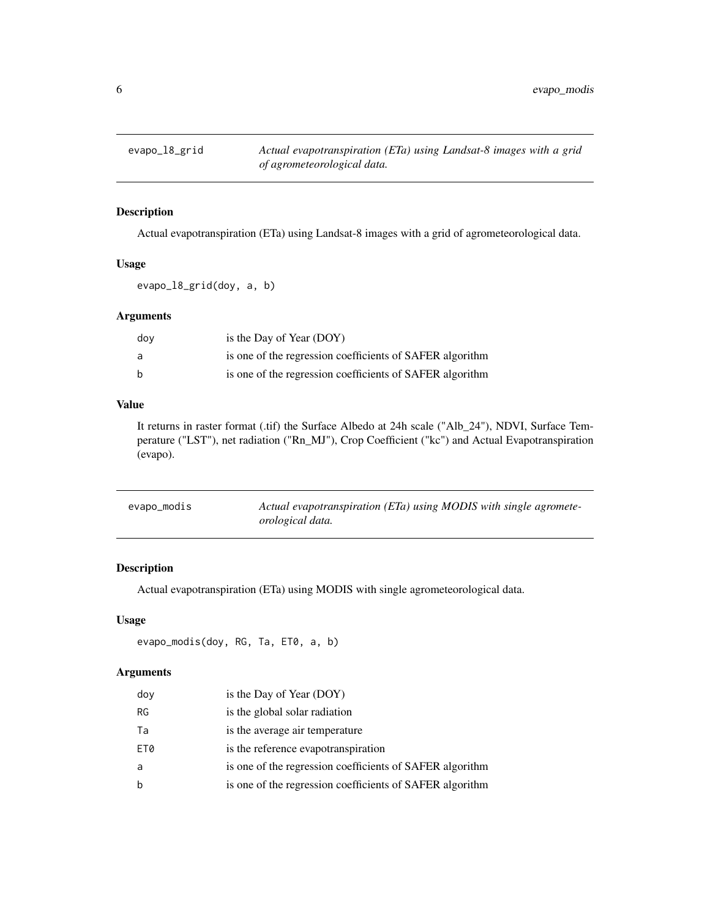## evapo_l8_grid — *Actual evapotranspiration (ETa) using Landsat-8 images with a grid of agrometeorological data.*

### Description

Actual evapotranspiration (ETa) using Landsat-8 images with a grid of agrometeorological data.

### Usage

```
evapo_l8_grid(doy, a, b)
```

### Arguments

| | |
|---|---|
| doy | is the Day of Year (DOY) |
| a | is one of the regression coefficients of SAFER algorithm |
| b | is one of the regression coefficients of SAFER algorithm |

### Value

It returns in raster format (.tif) the Surface Albedo at 24h scale ("Alb_24"), NDVI, Surface Temperature ("LST"), net radiation ("Rn_MJ"), Crop Coefficient ("kc") and Actual Evapotranspiration (evapo).

## evapo_modis — *Actual evapotranspiration (ETa) using MODIS with single agrometeorological data.*

### Description

Actual evapotranspiration (ETa) using MODIS with single agrometeorological data.

### Usage

```
evapo_modis(doy, RG, Ta, ET0, a, b)
```

### Arguments

| | |
|---|---|
| doy | is the Day of Year (DOY) |
| RG | is the global solar radiation |
| Ta | is the average air temperature |
| ET0 | is the reference evapotranspiration |
| a | is one of the regression coefficients of SAFER algorithm |
| b | is one of the regression coefficients of SAFER algorithm |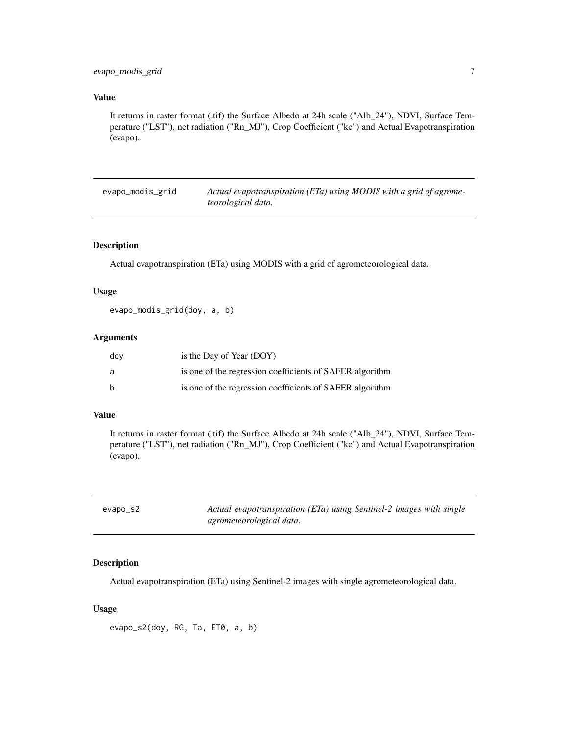### Value

It returns in raster format (.tif) the Surface Albedo at 24h scale ("Alb_24"), NDVI, Surface Temperature ("LST"), net radiation ("Rn_MJ"), Crop Coefficient ("kc") and Actual Evapotranspiration (evapo).

---

## evapo_modis_grid

*Actual evapotranspiration (ETa) using MODIS with a grid of agrometeorological data.*

### Description

Actual evapotranspiration (ETa) using MODIS with a grid of agrometeorological data.

### Usage

```
evapo_modis_grid(doy, a, b)
```

### Arguments

| | |
|---|---|
| doy | is the Day of Year (DOY) |
| a | is one of the regression coefficients of SAFER algorithm |
| b | is one of the regression coefficients of SAFER algorithm |

### Value

It returns in raster format (.tif) the Surface Albedo at 24h scale ("Alb_24"), NDVI, Surface Temperature ("LST"), net radiation ("Rn_MJ"), Crop Coefficient ("kc") and Actual Evapotranspiration (evapo).

---

## evapo_s2

*Actual evapotranspiration (ETa) using Sentinel-2 images with single agrometeorological data.*

### Description

Actual evapotranspiration (ETa) using Sentinel-2 images with single agrometeorological data.

### Usage

```
evapo_s2(doy, RG, Ta, ET0, a, b)
```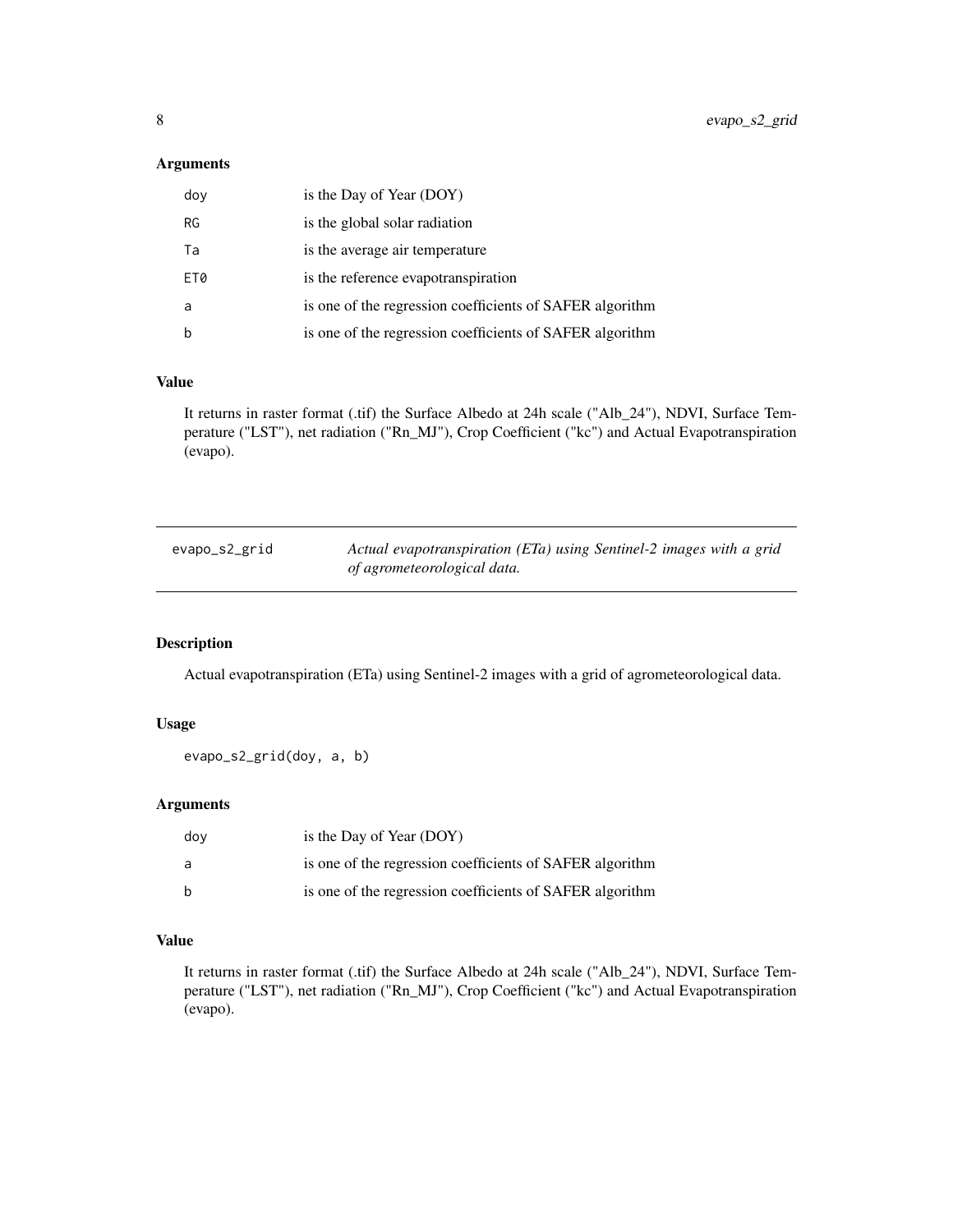### Arguments

| | |
|---|---|
| doy | is the Day of Year (DOY) |
| RG | is the global solar radiation |
| Ta | is the average air temperature |
| ET0 | is the reference evapotranspiration |
| a | is one of the regression coefficients of SAFER algorithm |
| b | is one of the regression coefficients of SAFER algorithm |

### Value

It returns in raster format (.tif) the Surface Albedo at 24h scale ("Alb_24"), NDVI, Surface Temperature ("LST"), net radiation ("Rn_MJ"), Crop Coefficient ("kc") and Actual Evapotranspiration (evapo).

---

## evapo_s2_grid — *Actual evapotranspiration (ETa) using Sentinel-2 images with a grid of agrometeorological data.*

---

### Description

Actual evapotranspiration (ETa) using Sentinel-2 images with a grid of agrometeorological data.

### Usage

```
evapo_s2_grid(doy, a, b)
```

### Arguments

| | |
|---|---|
| doy | is the Day of Year (DOY) |
| a | is one of the regression coefficients of SAFER algorithm |
| b | is one of the regression coefficients of SAFER algorithm |

### Value

It returns in raster format (.tif) the Surface Albedo at 24h scale ("Alb_24"), NDVI, Surface Temperature ("LST"), net radiation ("Rn_MJ"), Crop Coefficient ("kc") and Actual Evapotranspiration (evapo).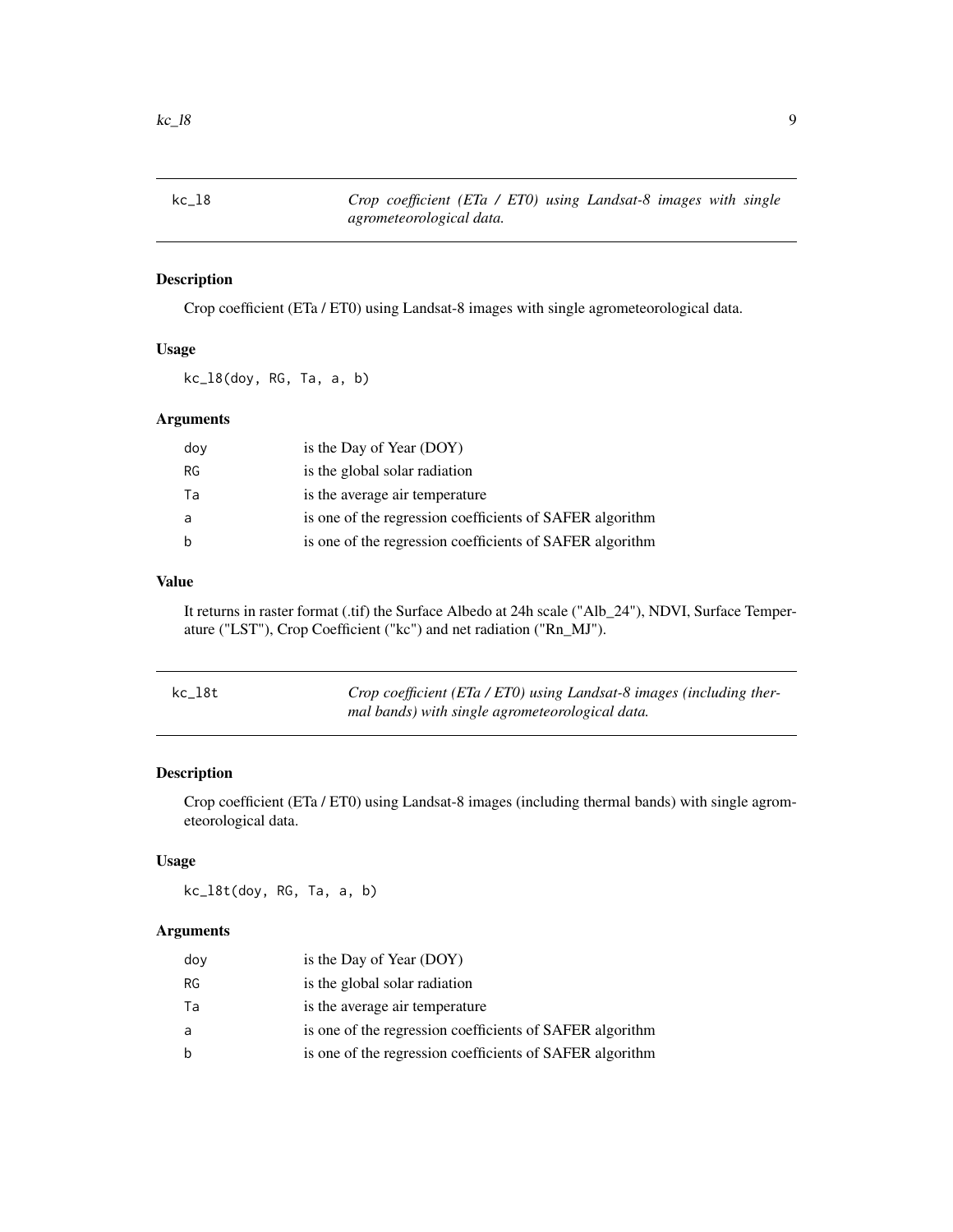## kc_l8 — *Crop coefficient (ETa / ET0) using Landsat-8 images with single agrometeorological data.*

### Description

Crop coefficient (ETa / ET0) using Landsat-8 images with single agrometeorological data.

### Usage

```
kc_l8(doy, RG, Ta, a, b)
```

### Arguments

| | |
|---|---|
| doy | is the Day of Year (DOY) |
| RG | is the global solar radiation |
| Ta | is the average air temperature |
| a | is one of the regression coefficients of SAFER algorithm |
| b | is one of the regression coefficients of SAFER algorithm |

### Value

It returns in raster format (.tif) the Surface Albedo at 24h scale ("Alb_24"), NDVI, Surface Temperature ("LST"), Crop Coefficient ("kc") and net radiation ("Rn_MJ").

## kc_l8t — *Crop coefficient (ETa / ET0) using Landsat-8 images (including thermal bands) with single agrometeorological data.*

### Description

Crop coefficient (ETa / ET0) using Landsat-8 images (including thermal bands) with single agrometeorological data.

### Usage

```
kc_l8t(doy, RG, Ta, a, b)
```

### Arguments

| | |
|---|---|
| doy | is the Day of Year (DOY) |
| RG | is the global solar radiation |
| Ta | is the average air temperature |
| a | is one of the regression coefficients of SAFER algorithm |
| b | is one of the regression coefficients of SAFER algorithm |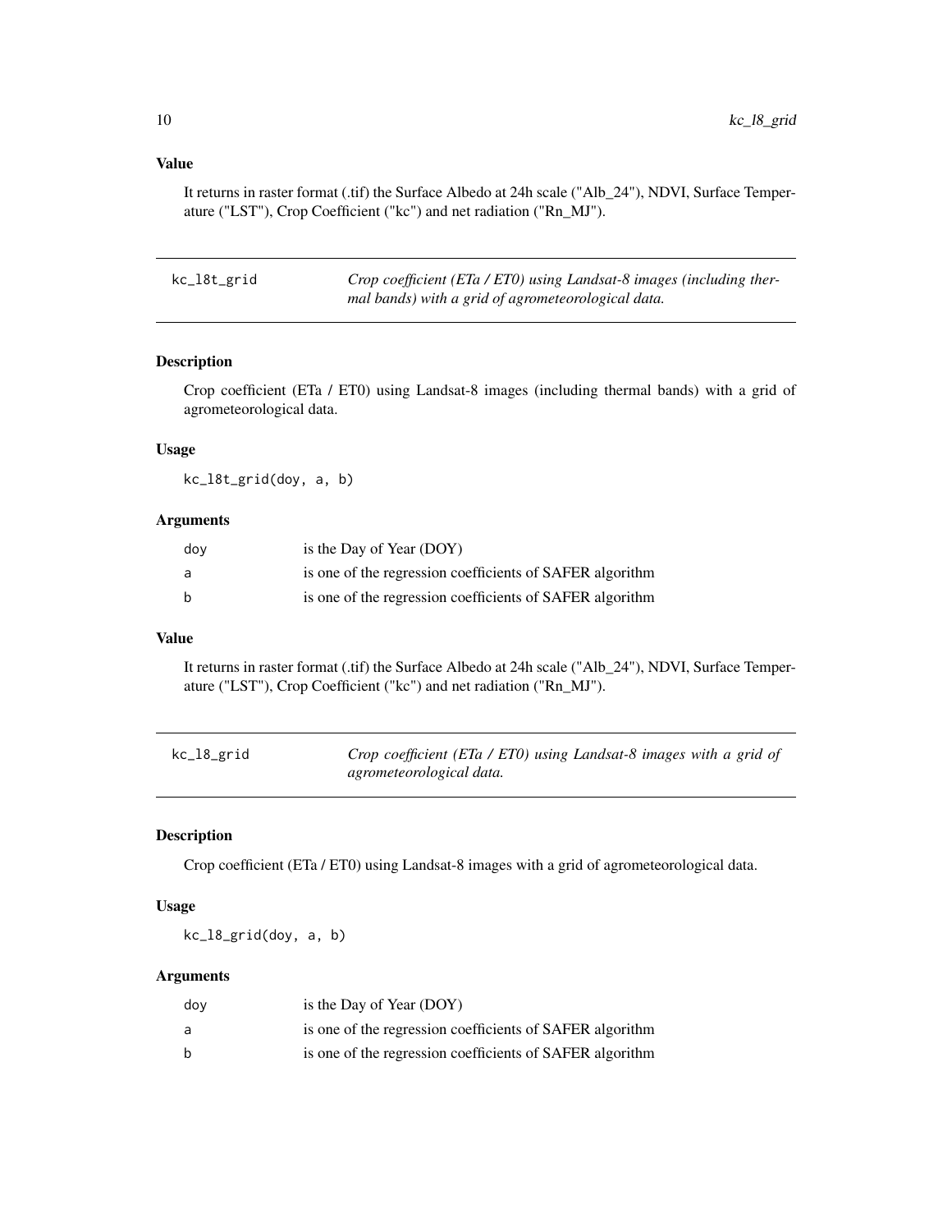### Value

It returns in raster format (.tif) the Surface Albedo at 24h scale ("Alb_24"), NDVI, Surface Temperature ("LST"), Crop Coefficient ("kc") and net radiation ("Rn_MJ").

---

## kc_l8t_grid

*Crop coefficient (ETa / ET0) using Landsat-8 images (including thermal bands) with a grid of agrometeorological data.*

### Description

Crop coefficient (ETa / ET0) using Landsat-8 images (including thermal bands) with a grid of agrometeorological data.

### Usage

```
kc_l8t_grid(doy, a, b)
```

### Arguments

| | |
|---|---|
| doy | is the Day of Year (DOY) |
| a | is one of the regression coefficients of SAFER algorithm |
| b | is one of the regression coefficients of SAFER algorithm |

### Value

It returns in raster format (.tif) the Surface Albedo at 24h scale ("Alb_24"), NDVI, Surface Temperature ("LST"), Crop Coefficient ("kc") and net radiation ("Rn_MJ").

---

## kc_l8_grid

*Crop coefficient (ETa / ET0) using Landsat-8 images with a grid of agrometeorological data.*

### Description

Crop coefficient (ETa / ET0) using Landsat-8 images with a grid of agrometeorological data.

### Usage

```
kc_l8_grid(doy, a, b)
```

### Arguments

| | |
|---|---|
| doy | is the Day of Year (DOY) |
| a | is one of the regression coefficients of SAFER algorithm |
| b | is one of the regression coefficients of SAFER algorithm |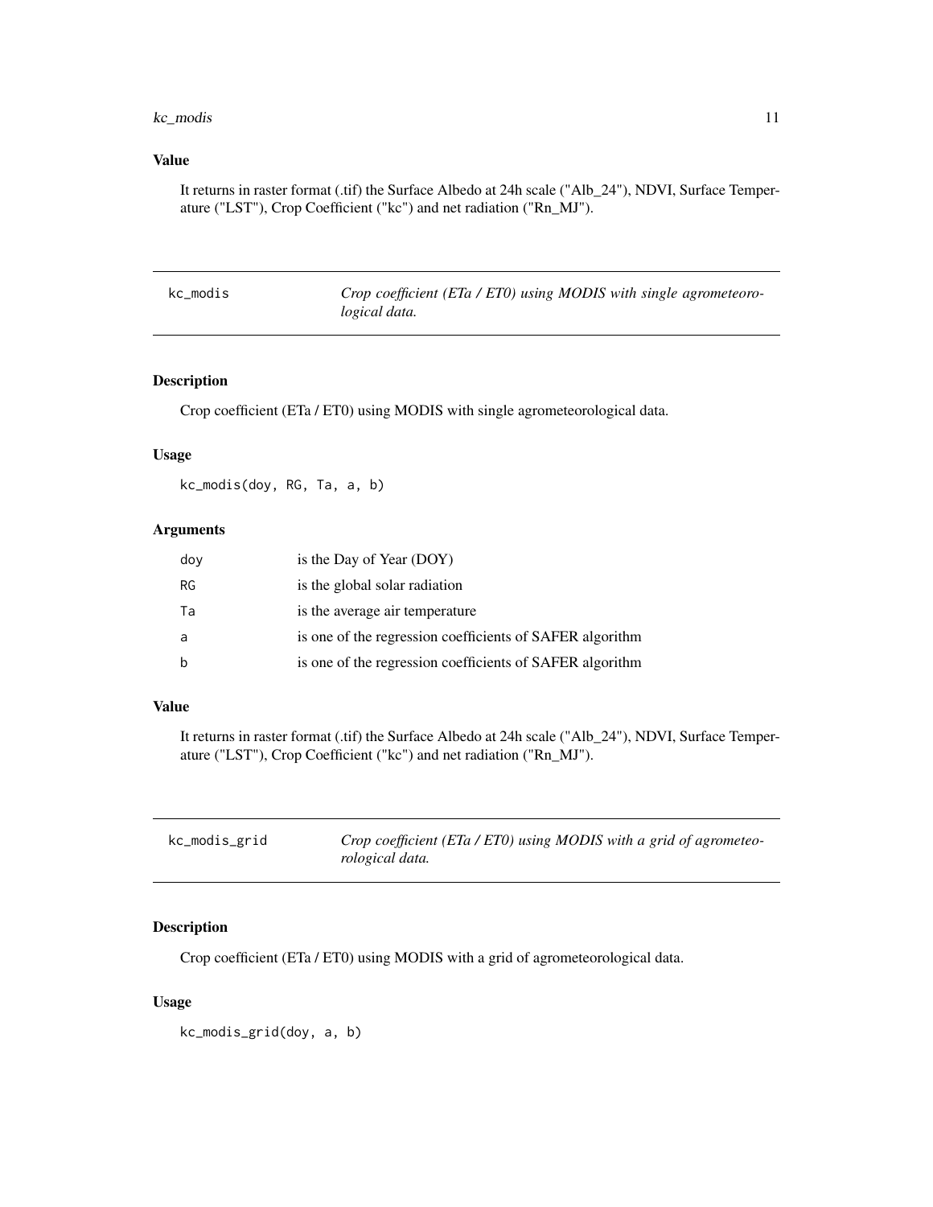## Value

It returns in raster format (.tif) the Surface Albedo at 24h scale ("Alb_24"), NDVI, Surface Temperature ("LST"), Crop Coefficient ("kc") and net radiation ("Rn_MJ").

---

# kc_modis — *Crop coefficient (ETa / ET0) using MODIS with single agrometeorological data.*

---

## Description

Crop coefficient (ETa / ET0) using MODIS with single agrometeorological data.

## Usage

```
kc_modis(doy, RG, Ta, a, b)
```

## Arguments

| | |
|---|---|
| doy | is the Day of Year (DOY) |
| RG | is the global solar radiation |
| Ta | is the average air temperature |
| a | is one of the regression coefficients of SAFER algorithm |
| b | is one of the regression coefficients of SAFER algorithm |

## Value

It returns in raster format (.tif) the Surface Albedo at 24h scale ("Alb_24"), NDVI, Surface Temperature ("LST"), Crop Coefficient ("kc") and net radiation ("Rn_MJ").

---

# kc_modis_grid — *Crop coefficient (ETa / ET0) using MODIS with a grid of agrometeorological data.*

---

## Description

Crop coefficient (ETa / ET0) using MODIS with a grid of agrometeorological data.

## Usage

```
kc_modis_grid(doy, a, b)
```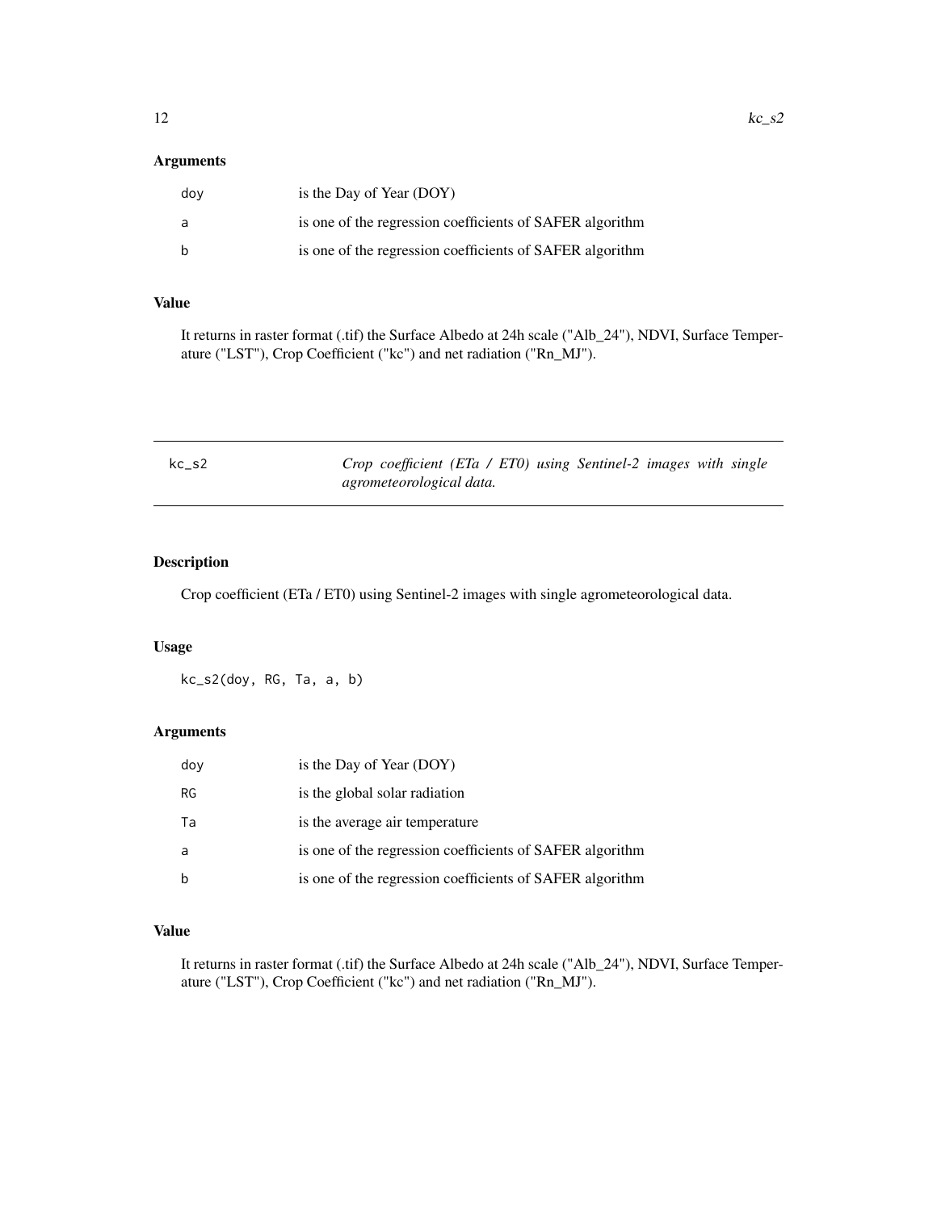### Arguments

| | |
|---|---|
| doy | is the Day of Year (DOY) |
| a | is one of the regression coefficients of SAFER algorithm |
| b | is one of the regression coefficients of SAFER algorithm |

### Value

It returns in raster format (.tif) the Surface Albedo at 24h scale ("Alb_24"), NDVI, Surface Temperature ("LST"), Crop Coefficient ("kc") and net radiation ("Rn_MJ").

## kc_s2 — *Crop coefficient (ETa / ET0) using Sentinel-2 images with single agrometeorological data.*

### Description

Crop coefficient (ETa / ET0) using Sentinel-2 images with single agrometeorological data.

### Usage

```
kc_s2(doy, RG, Ta, a, b)
```

### Arguments

| | |
|---|---|
| doy | is the Day of Year (DOY) |
| RG | is the global solar radiation |
| Ta | is the average air temperature |
| a | is one of the regression coefficients of SAFER algorithm |
| b | is one of the regression coefficients of SAFER algorithm |

### Value

It returns in raster format (.tif) the Surface Albedo at 24h scale ("Alb_24"), NDVI, Surface Temperature ("LST"), Crop Coefficient ("kc") and net radiation ("Rn_MJ").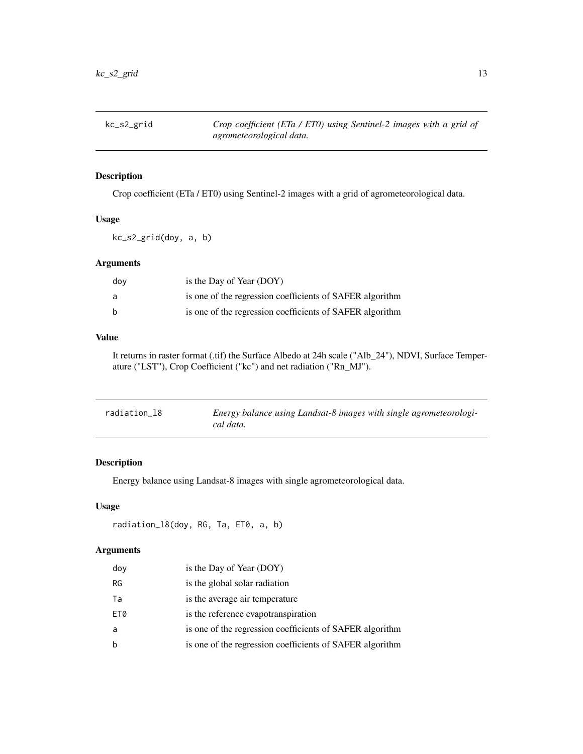## kc_s2_grid — *Crop coefficient (ETa / ET0) using Sentinel-2 images with a grid of agrometeorological data.*

### Description

Crop coefficient (ETa / ET0) using Sentinel-2 images with a grid of agrometeorological data.

### Usage

```
kc_s2_grid(doy, a, b)
```

### Arguments

| | |
|---|---|
| doy | is the Day of Year (DOY) |
| a | is one of the regression coefficients of SAFER algorithm |
| b | is one of the regression coefficients of SAFER algorithm |

### Value

It returns in raster format (.tif) the Surface Albedo at 24h scale ("Alb_24"), NDVI, Surface Temperature ("LST"), Crop Coefficient ("kc") and net radiation ("Rn_MJ").

## radiation_l8 — *Energy balance using Landsat-8 images with single agrometeorological data.*

### Description

Energy balance using Landsat-8 images with single agrometeorological data.

### Usage

```
radiation_l8(doy, RG, Ta, ET0, a, b)
```

### Arguments

| | |
|---|---|
| doy | is the Day of Year (DOY) |
| RG | is the global solar radiation |
| Ta | is the average air temperature |
| ET0 | is the reference evapotranspiration |
| a | is one of the regression coefficients of SAFER algorithm |
| b | is one of the regression coefficients of SAFER algorithm |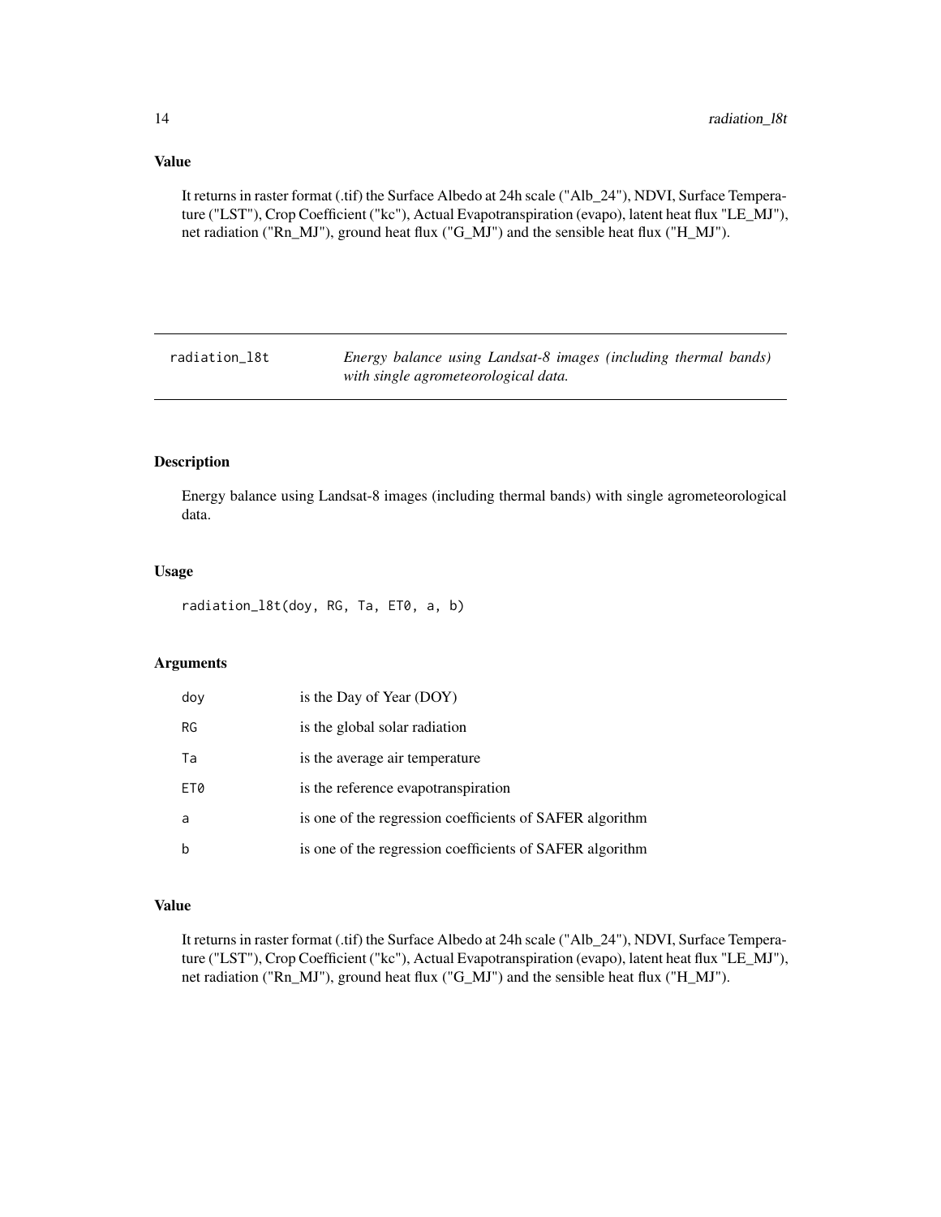### Value

It returns in raster format (.tif) the Surface Albedo at 24h scale ("Alb_24"), NDVI, Surface Temperature ("LST"), Crop Coefficient ("kc"), Actual Evapotranspiration (evapo), latent heat flux "LE_MJ"), net radiation ("Rn_MJ"), ground heat flux ("G_MJ") and the sensible heat flux ("H_MJ").

---

## radiation_l8t — *Energy balance using Landsat-8 images (including thermal bands) with single agrometeorological data.*

---

### Description

Energy balance using Landsat-8 images (including thermal bands) with single agrometeorological data.

### Usage

```
radiation_l8t(doy, RG, Ta, ET0, a, b)
```

### Arguments

| | |
|---|---|
| doy | is the Day of Year (DOY) |
| RG | is the global solar radiation |
| Ta | is the average air temperature |
| ET0 | is the reference evapotranspiration |
| a | is one of the regression coefficients of SAFER algorithm |
| b | is one of the regression coefficients of SAFER algorithm |

### Value

It returns in raster format (.tif) the Surface Albedo at 24h scale ("Alb_24"), NDVI, Surface Temperature ("LST"), Crop Coefficient ("kc"), Actual Evapotranspiration (evapo), latent heat flux "LE_MJ"), net radiation ("Rn_MJ"), ground heat flux ("G_MJ") and the sensible heat flux ("H_MJ").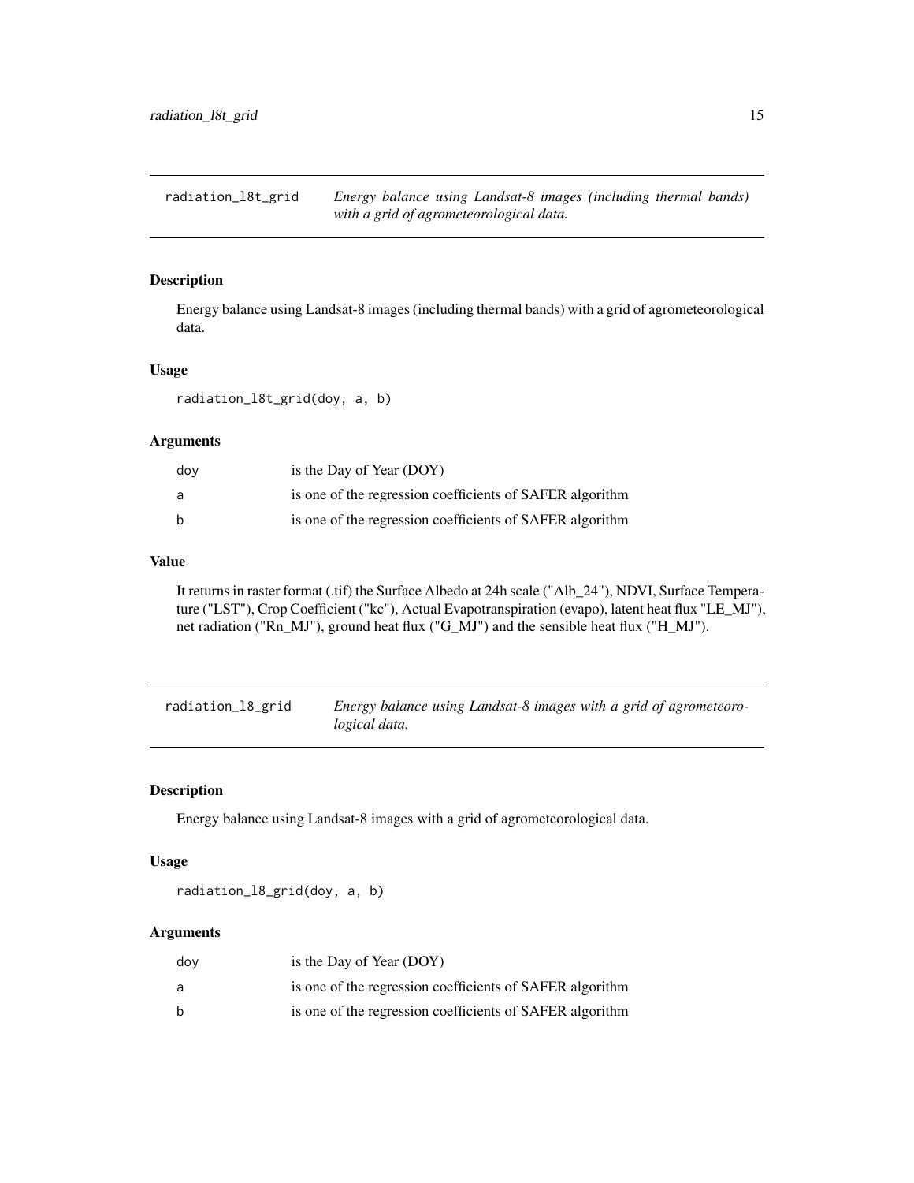## radiation_l8t_grid — *Energy balance using Landsat-8 images (including thermal bands) with a grid of agrometeorological data.*

### Description

Energy balance using Landsat-8 images (including thermal bands) with a grid of agrometeorological data.

### Usage

```
radiation_l8t_grid(doy, a, b)
```

### Arguments

| | |
|---|---|
| doy | is the Day of Year (DOY) |
| a | is one of the regression coefficients of SAFER algorithm |
| b | is one of the regression coefficients of SAFER algorithm |

### Value

It returns in raster format (.tif) the Surface Albedo at 24h scale ("Alb_24"), NDVI, Surface Temperature ("LST"), Crop Coefficient ("kc"), Actual Evapotranspiration (evapo), latent heat flux "LE_MJ"), net radiation ("Rn_MJ"), ground heat flux ("G_MJ") and the sensible heat flux ("H_MJ").

## radiation_l8_grid — *Energy balance using Landsat-8 images with a grid of agrometeorological data.*

### Description

Energy balance using Landsat-8 images with a grid of agrometeorological data.

### Usage

```
radiation_l8_grid(doy, a, b)
```

### Arguments

| | |
|---|---|
| doy | is the Day of Year (DOY) |
| a | is one of the regression coefficients of SAFER algorithm |
| b | is one of the regression coefficients of SAFER algorithm |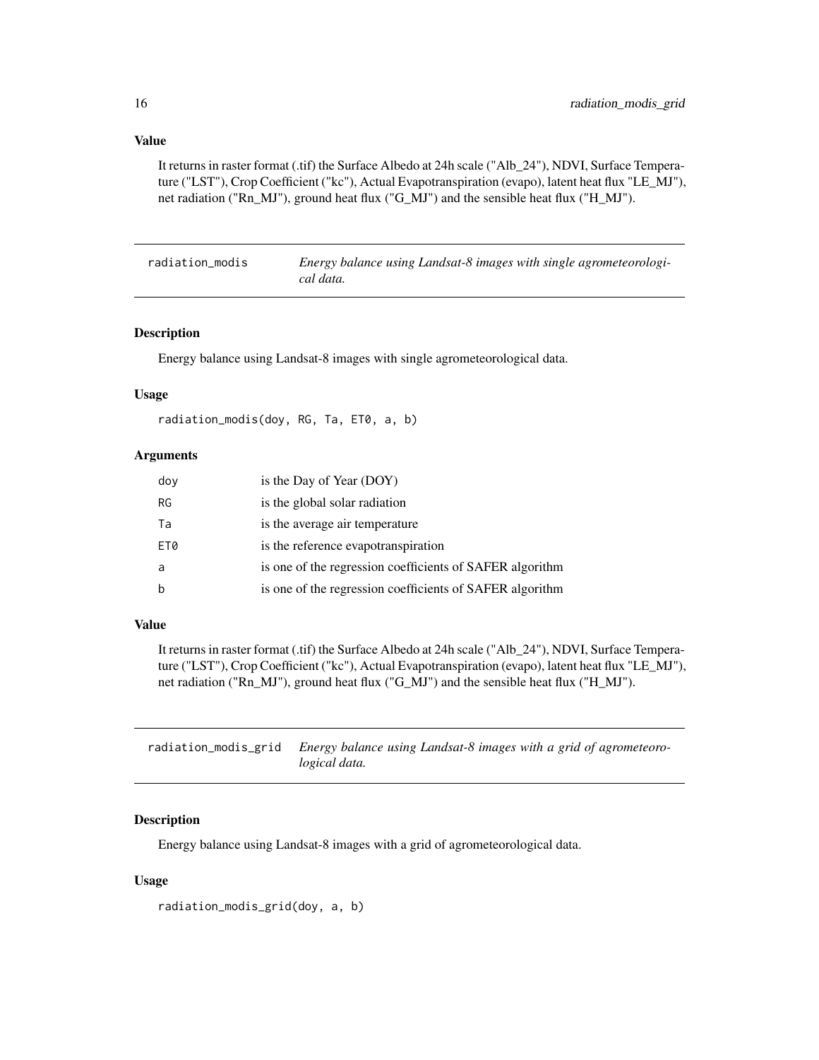### Value

It returns in raster format (.tif) the Surface Albedo at 24h scale ("Alb_24"), NDVI, Surface Temperature ("LST"), Crop Coefficient ("kc"), Actual Evapotranspiration (evapo), latent heat flux "LE_MJ"), net radiation ("Rn_MJ"), ground heat flux ("G_MJ") and the sensible heat flux ("H_MJ").

---

## radiation_modis — *Energy balance using Landsat-8 images with single agrometeorological data.*

### Description

Energy balance using Landsat-8 images with single agrometeorological data.

### Usage

```
radiation_modis(doy, RG, Ta, ET0, a, b)
```

### Arguments

| | |
|---|---|
| doy | is the Day of Year (DOY) |
| RG | is the global solar radiation |
| Ta | is the average air temperature |
| ET0 | is the reference evapotranspiration |
| a | is one of the regression coefficients of SAFER algorithm |
| b | is one of the regression coefficients of SAFER algorithm |

### Value

It returns in raster format (.tif) the Surface Albedo at 24h scale ("Alb_24"), NDVI, Surface Temperature ("LST"), Crop Coefficient ("kc"), Actual Evapotranspiration (evapo), latent heat flux "LE_MJ"), net radiation ("Rn_MJ"), ground heat flux ("G_MJ") and the sensible heat flux ("H_MJ").

---

## radiation_modis_grid — *Energy balance using Landsat-8 images with a grid of agrometeorological data.*

### Description

Energy balance using Landsat-8 images with a grid of agrometeorological data.

### Usage

```
radiation_modis_grid(doy, a, b)
```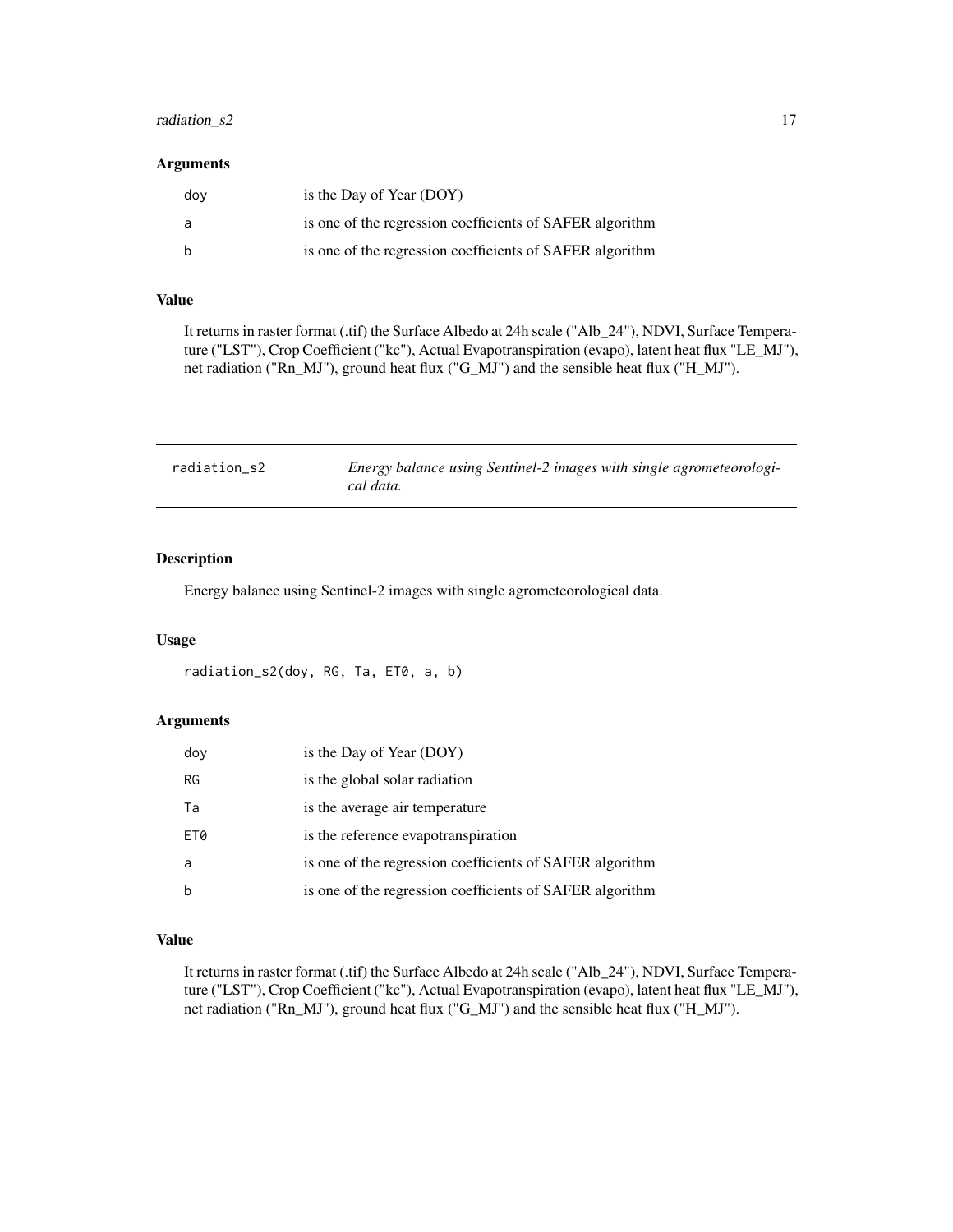### Arguments

| | |
|---|---|
| doy | is the Day of Year (DOY) |
| a | is one of the regression coefficients of SAFER algorithm |
| b | is one of the regression coefficients of SAFER algorithm |

### Value

It returns in raster format (.tif) the Surface Albedo at 24h scale ("Alb_24"), NDVI, Surface Temperature ("LST"), Crop Coefficient ("kc"), Actual Evapotranspiration (evapo), latent heat flux "LE_MJ"), net radiation ("Rn_MJ"), ground heat flux ("G_MJ") and the sensible heat flux ("H_MJ").

---

## radiation_s2 — *Energy balance using Sentinel-2 images with single agrometeorological data.*

### Description

Energy balance using Sentinel-2 images with single agrometeorological data.

### Usage

```
radiation_s2(doy, RG, Ta, ET0, a, b)
```

### Arguments

| | |
|---|---|
| doy | is the Day of Year (DOY) |
| RG | is the global solar radiation |
| Ta | is the average air temperature |
| ET0 | is the reference evapotranspiration |
| a | is one of the regression coefficients of SAFER algorithm |
| b | is one of the regression coefficients of SAFER algorithm |

### Value

It returns in raster format (.tif) the Surface Albedo at 24h scale ("Alb_24"), NDVI, Surface Temperature ("LST"), Crop Coefficient ("kc"), Actual Evapotranspiration (evapo), latent heat flux "LE_MJ"), net radiation ("Rn_MJ"), ground heat flux ("G_MJ") and the sensible heat flux ("H_MJ").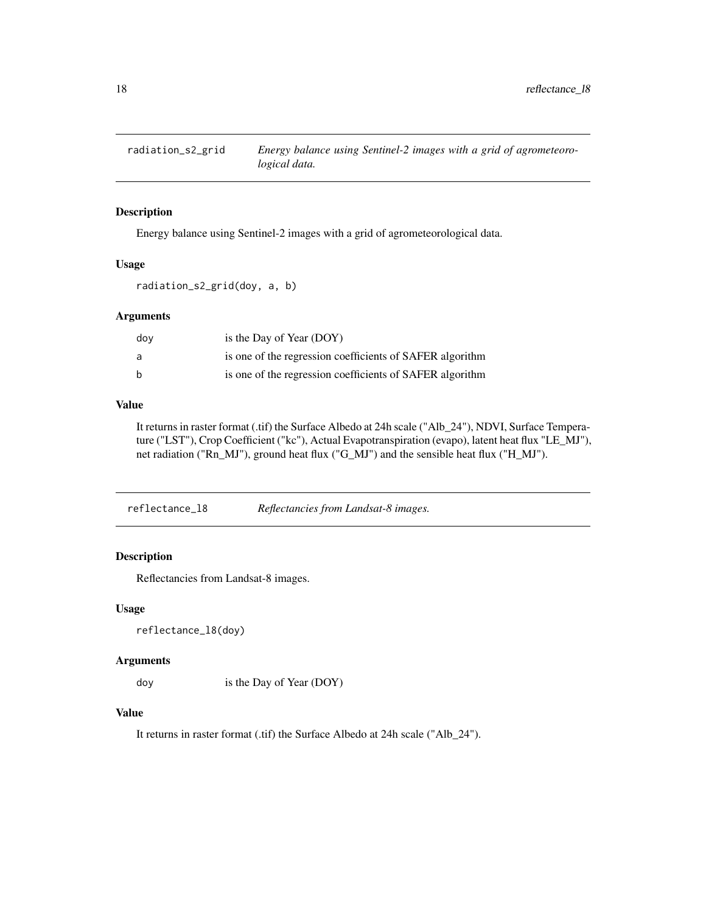## radiation_s2_grid — *Energy balance using Sentinel-2 images with a grid of agrometeorological data.*

### Description

Energy balance using Sentinel-2 images with a grid of agrometeorological data.

### Usage

```
radiation_s2_grid(doy, a, b)
```

### Arguments

| | |
|---|---|
| doy | is the Day of Year (DOY) |
| a | is one of the regression coefficients of SAFER algorithm |
| b | is one of the regression coefficients of SAFER algorithm |

### Value

It returns in raster format (.tif) the Surface Albedo at 24h scale ("Alb_24"), NDVI, Surface Temperature ("LST"), Crop Coefficient ("kc"), Actual Evapotranspiration (evapo), latent heat flux "LE_MJ"), net radiation ("Rn_MJ"), ground heat flux ("G_MJ") and the sensible heat flux ("H_MJ").

## reflectance_l8 — *Reflectancies from Landsat-8 images.*

### Description

Reflectancies from Landsat-8 images.

### Usage

```
reflectance_l8(doy)
```

### Arguments

| | |
|---|---|
| doy | is the Day of Year (DOY) |

### Value

It returns in raster format (.tif) the Surface Albedo at 24h scale ("Alb_24").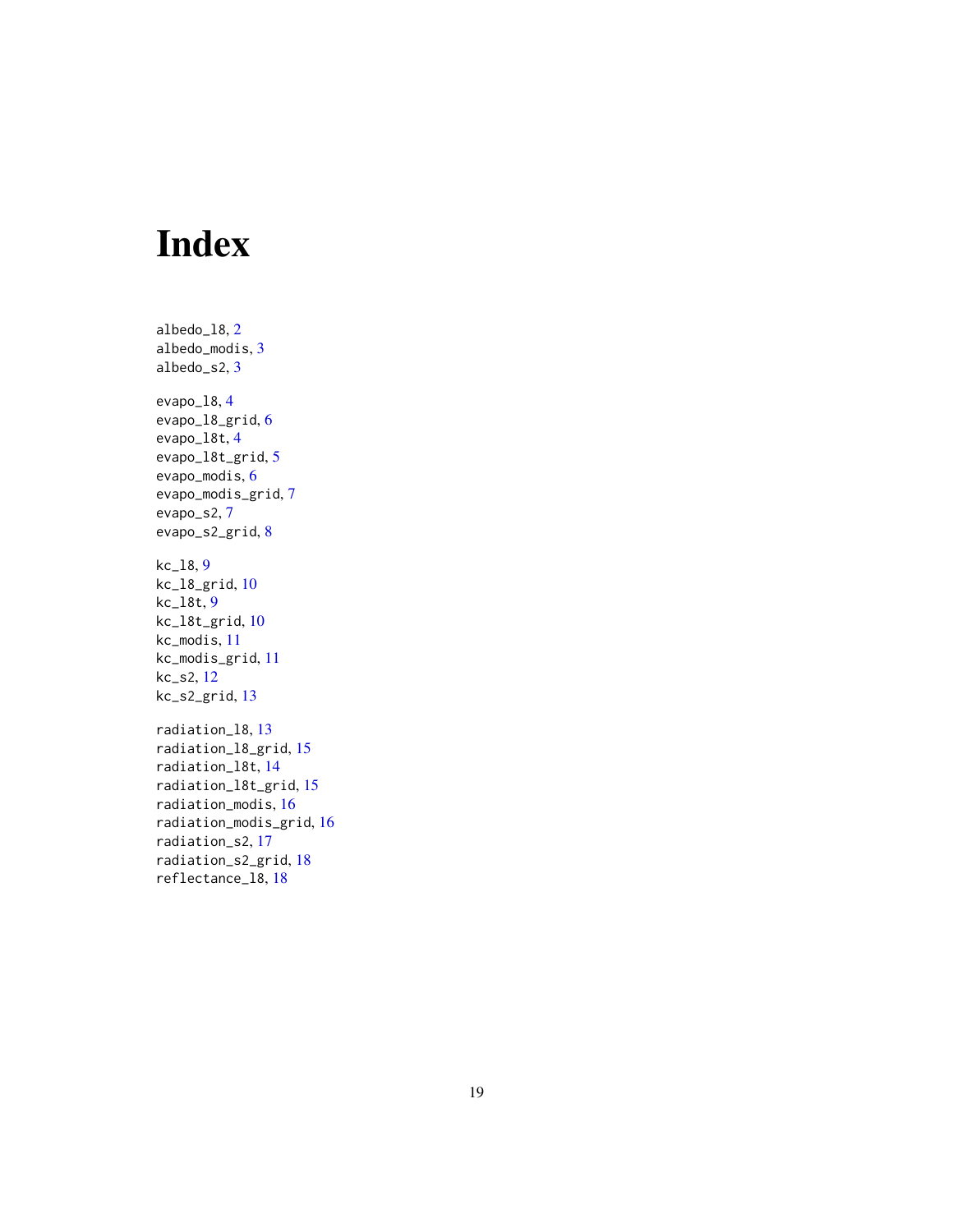# Index

albedo_l8, 2
albedo_modis, 3
albedo_s2, 3

evapo_l8, 4
evapo_l8_grid, 6
evapo_l8t, 4
evapo_l8t_grid, 5
evapo_modis, 6
evapo_modis_grid, 7
evapo_s2, 7
evapo_s2_grid, 8

kc_l8, 9
kc_l8_grid, 10
kc_l8t, 9
kc_l8t_grid, 10
kc_modis, 11
kc_modis_grid, 11
kc_s2, 12
kc_s2_grid, 13

radiation_l8, 13
radiation_l8_grid, 15
radiation_l8t, 14
radiation_l8t_grid, 15
radiation_modis, 16
radiation_modis_grid, 16
radiation_s2, 17
radiation_s2_grid, 18
reflectance_l8, 18